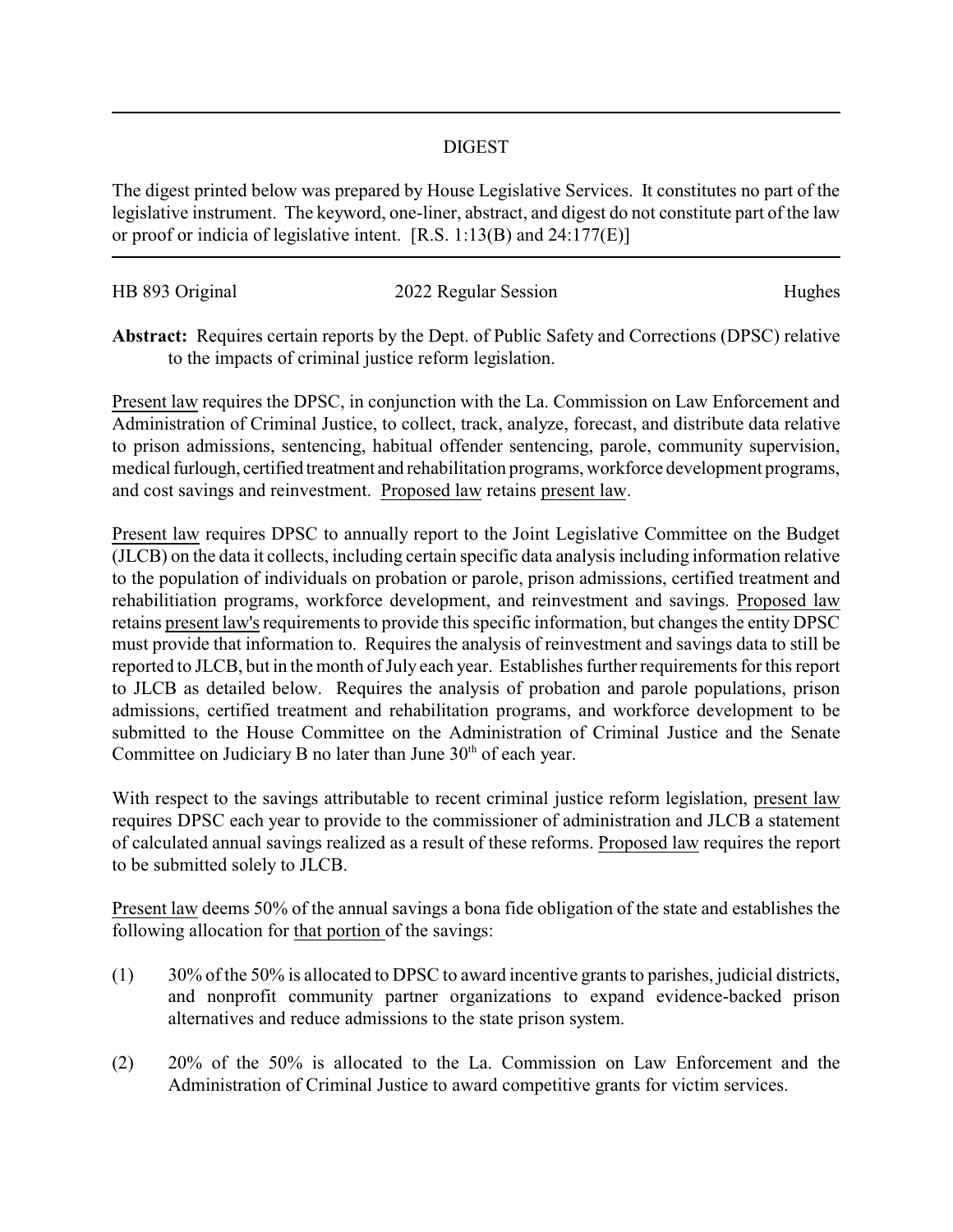## DIGEST

The digest printed below was prepared by House Legislative Services. It constitutes no part of the legislative instrument. The keyword, one-liner, abstract, and digest do not constitute part of the law or proof or indicia of legislative intent. [R.S. 1:13(B) and 24:177(E)]

---

HB 893 Original | 2022 Regular Session | Hughes

**Abstract:** Requires certain reports by the Dept. of Public Safety and Corrections (DPSC) relative to the impacts of criminal justice reform legislation.

Present law requires the DPSC, in conjunction with the La. Commission on Law Enforcement and Administration of Criminal Justice, to collect, track, analyze, forecast, and distribute data relative to prison admissions, sentencing, habitual offender sentencing, parole, community supervision, medical furlough, certified treatment and rehabilitation programs, workforce development programs, and cost savings and reinvestment. Proposed law retains present law.

Present law requires DPSC to annually report to the Joint Legislative Committee on the Budget (JLCB) on the data it collects, including certain specific data analysis including information relative to the population of individuals on probation or parole, prison admissions, certified treatment and rehabilitiation programs, workforce development, and reinvestment and savings. Proposed law retains present law's requirements to provide this specific information, but changes the entity DPSC must provide that information to. Requires the analysis of reinvestment and savings data to still be reported to JLCB, but in the month of July each year. Establishes further requirements for this report to JLCB as detailed below. Requires the analysis of probation and parole populations, prison admissions, certified treatment and rehabilitation programs, and workforce development to be submitted to the House Committee on the Administration of Criminal Justice and the Senate Committee on Judiciary B no later than June 30th of each year.

With respect to the savings attributable to recent criminal justice reform legislation, present law requires DPSC each year to provide to the commissioner of administration and JLCB a statement of calculated annual savings realized as a result of these reforms. Proposed law requires the report to be submitted solely to JLCB.

Present law deems 50% of the annual savings a bona fide obligation of the state and establishes the following allocation for that portion of the savings:

(1) 30% of the 50% is allocated to DPSC to award incentive grants to parishes, judicial districts, and nonprofit community partner organizations to expand evidence-backed prison alternatives and reduce admissions to the state prison system.

(2) 20% of the 50% is allocated to the La. Commission on Law Enforcement and the Administration of Criminal Justice to award competitive grants for victim services.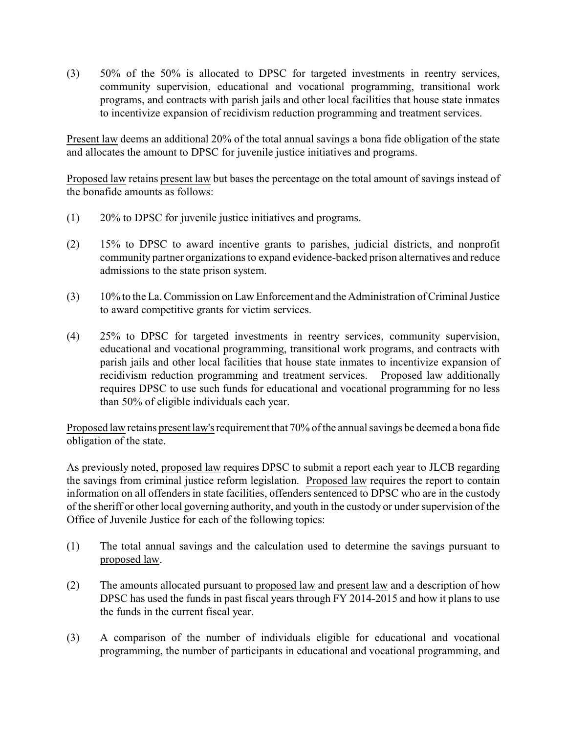(3) 50% of the 50% is allocated to DPSC for targeted investments in reentry services, community supervision, educational and vocational programming, transitional work programs, and contracts with parish jails and other local facilities that house state inmates to incentivize expansion of recidivism reduction programming and treatment services.

Present law deems an additional 20% of the total annual savings a bona fide obligation of the state and allocates the amount to DPSC for juvenile justice initiatives and programs.

Proposed law retains present law but bases the percentage on the total amount of savings instead of the bonafide amounts as follows:

(1) 20% to DPSC for juvenile justice initiatives and programs.

(2) 15% to DPSC to award incentive grants to parishes, judicial districts, and nonprofit community partner organizations to expand evidence-backed prison alternatives and reduce admissions to the state prison system.

(3) 10% to the La. Commission on Law Enforcement and the Administration of Criminal Justice to award competitive grants for victim services.

(4) 25% to DPSC for targeted investments in reentry services, community supervision, educational and vocational programming, transitional work programs, and contracts with parish jails and other local facilities that house state inmates to incentivize expansion of recidivism reduction programming and treatment services. Proposed law additionally requires DPSC to use such funds for educational and vocational programming for no less than 50% of eligible individuals each year.

Proposed law retains present law's requirement that 70% of the annual savings be deemed a bona fide obligation of the state.

As previously noted, proposed law requires DPSC to submit a report each year to JLCB regarding the savings from criminal justice reform legislation. Proposed law requires the report to contain information on all offenders in state facilities, offenders sentenced to DPSC who are in the custody of the sheriff or other local governing authority, and youth in the custody or under supervision of the Office of Juvenile Justice for each of the following topics:

(1) The total annual savings and the calculation used to determine the savings pursuant to proposed law.

(2) The amounts allocated pursuant to proposed law and present law and a description of how DPSC has used the funds in past fiscal years through FY 2014-2015 and how it plans to use the funds in the current fiscal year.

(3) A comparison of the number of individuals eligible for educational and vocational programming, the number of participants in educational and vocational programming, and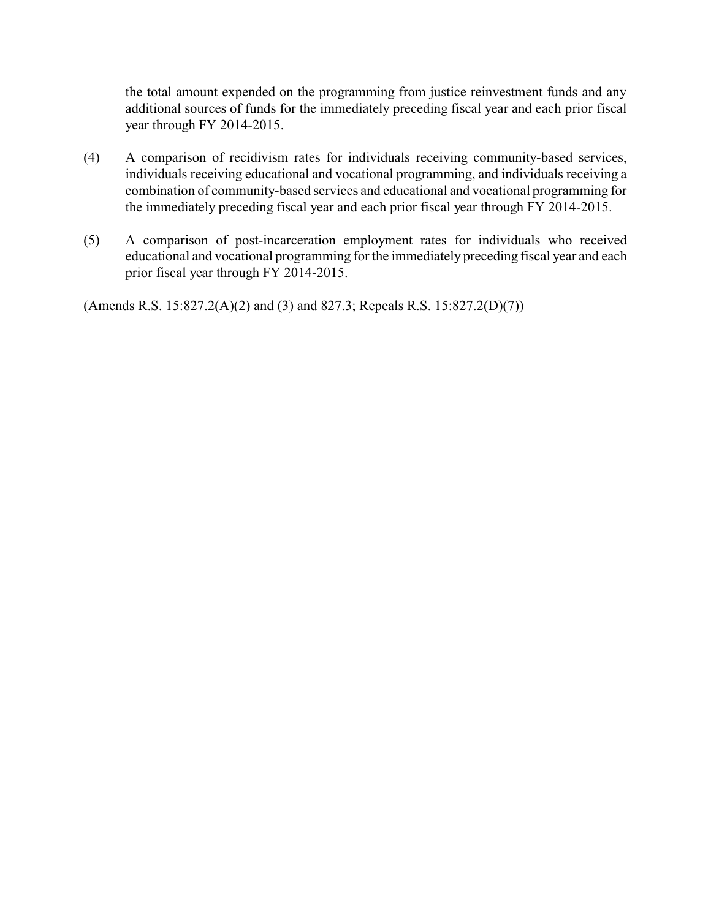the total amount expended on the programming from justice reinvestment funds and any additional sources of funds for the immediately preceding fiscal year and each prior fiscal year through FY 2014-2015.

(4) A comparison of recidivism rates for individuals receiving community-based services, individuals receiving educational and vocational programming, and individuals receiving a combination of community-based services and educational and vocational programming for the immediately preceding fiscal year and each prior fiscal year through FY 2014-2015.

(5) A comparison of post-incarceration employment rates for individuals who received educational and vocational programming for the immediately preceding fiscal year and each prior fiscal year through FY 2014-2015.

(Amends R.S. 15:827.2(A)(2) and (3) and 827.3; Repeals R.S. 15:827.2(D)(7))